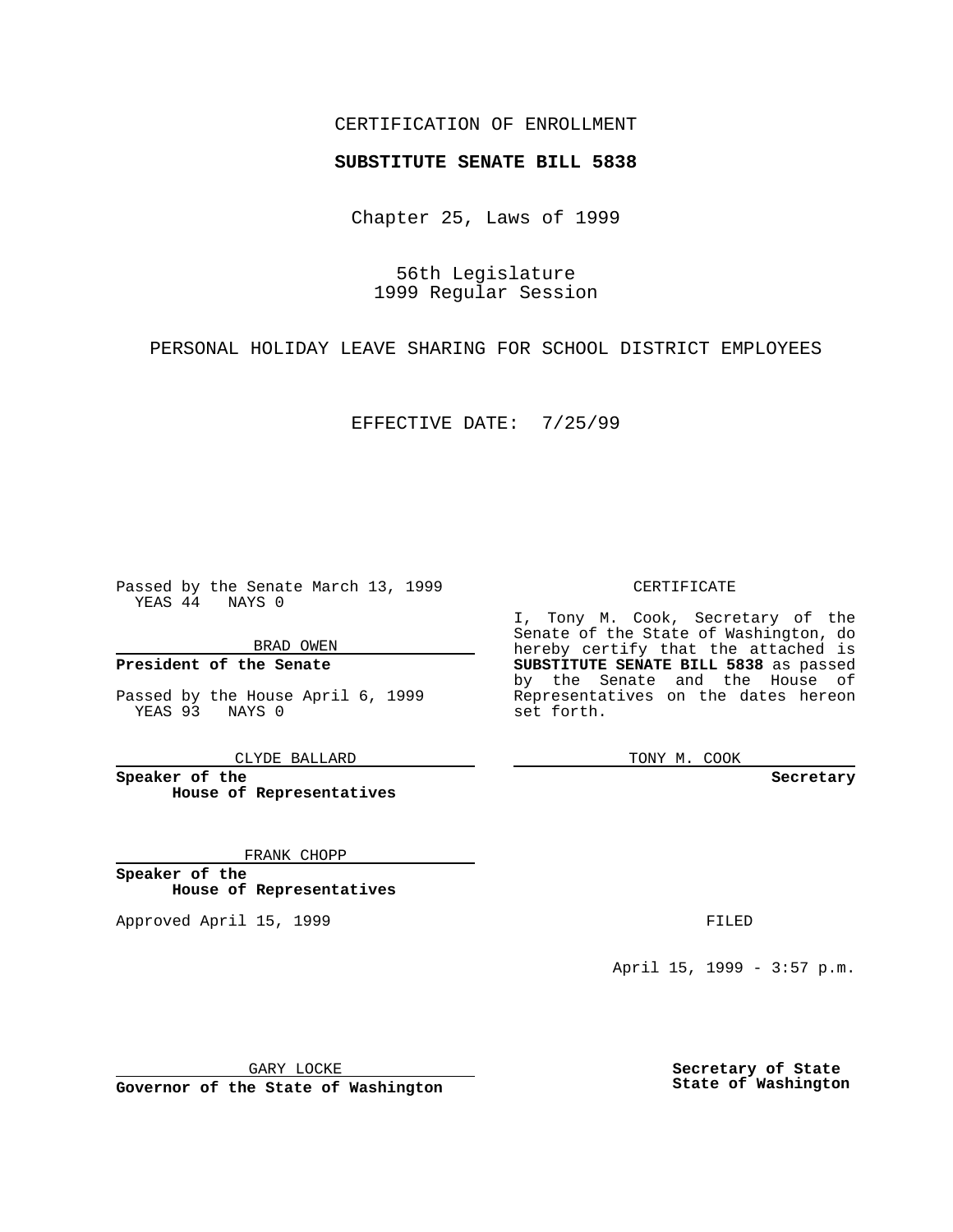CERTIFICATION OF ENROLLMENT

**SUBSTITUTE SENATE BILL 5838**

Chapter 25, Laws of 1999

56th Legislature
1999 Regular Session

PERSONAL HOLIDAY LEAVE SHARING FOR SCHOOL DISTRICT EMPLOYEES

EFFECTIVE DATE: 7/25/99

Passed by the Senate March 13, 1999
YEAS 44 NAYS 0

BRAD OWEN

**President of the Senate**

Passed by the House April 6, 1999
YEAS 93 NAYS 0

CLYDE BALLARD

**Speaker of the House of Representatives**

FRANK CHOPP

**Speaker of the House of Representatives**

Approved April 15, 1999

GARY LOCKE

**Governor of the State of Washington**

CERTIFICATE

I, Tony M. Cook, Secretary of the Senate of the State of Washington, do hereby certify that the attached is **SUBSTITUTE SENATE BILL 5838** as passed by the Senate and the House of Representatives on the dates hereon set forth.

TONY M. COOK

**Secretary**

FILED

April 15, 1999 - 3:57 p.m.

**Secretary of State State of Washington**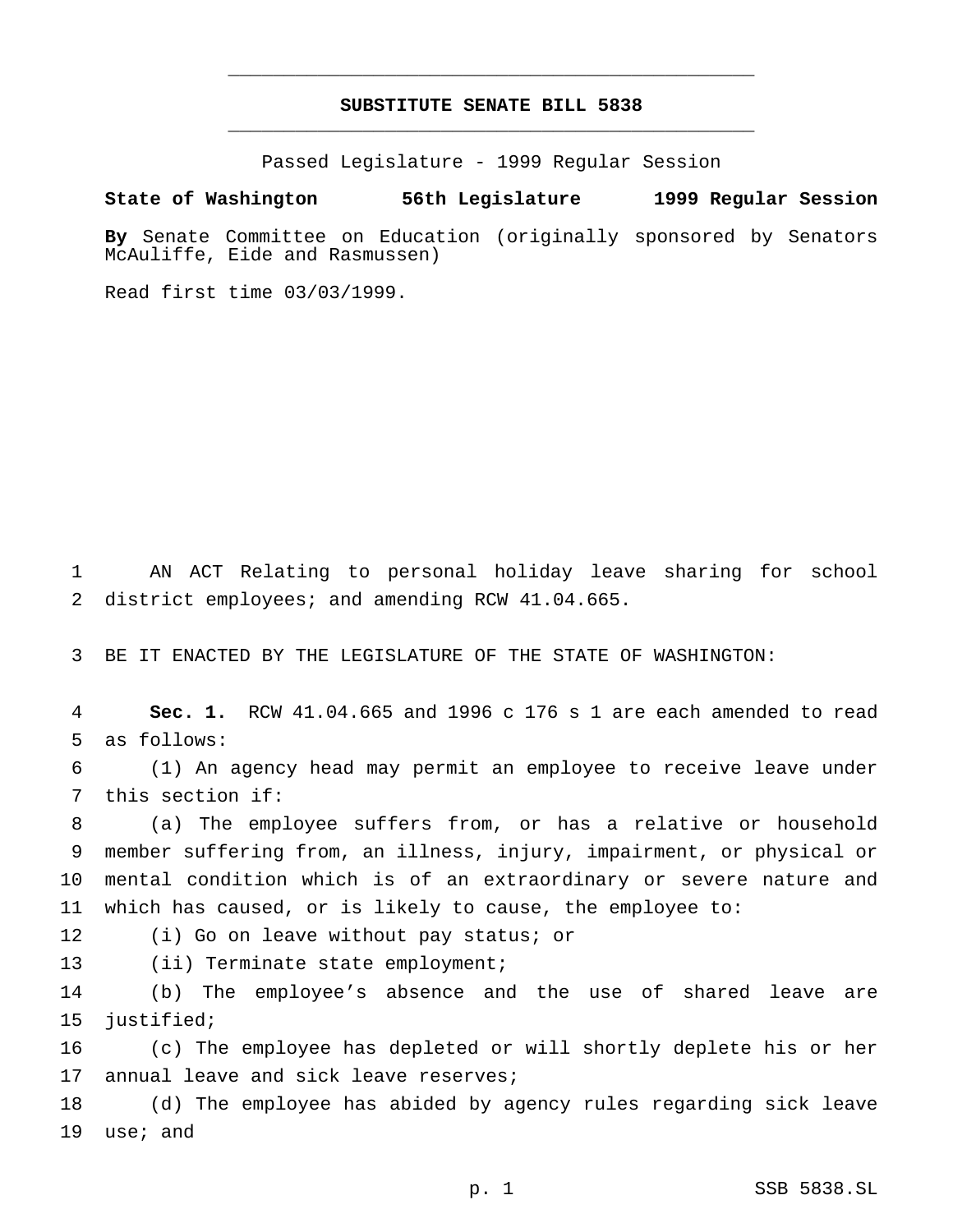# SUBSTITUTE SENATE BILL 5838

Passed Legislature - 1999 Regular Session

**State of Washington 56th Legislature 1999 Regular Session**

**By** Senate Committee on Education (originally sponsored by Senators McAuliffe, Eide and Rasmussen)

Read first time 03/03/1999.

AN ACT Relating to personal holiday leave sharing for school district employees; and amending RCW 41.04.665.

BE IT ENACTED BY THE LEGISLATURE OF THE STATE OF WASHINGTON:

**Sec. 1.** RCW 41.04.665 and 1996 c 176 s 1 are each amended to read as follows:

(1) An agency head may permit an employee to receive leave under this section if:

(a) The employee suffers from, or has a relative or household member suffering from, an illness, injury, impairment, or physical or mental condition which is of an extraordinary or severe nature and which has caused, or is likely to cause, the employee to:

(i) Go on leave without pay status; or

(ii) Terminate state employment;

(b) The employee's absence and the use of shared leave are justified;

(c) The employee has depleted or will shortly deplete his or her annual leave and sick leave reserves;

(d) The employee has abided by agency rules regarding sick leave use; and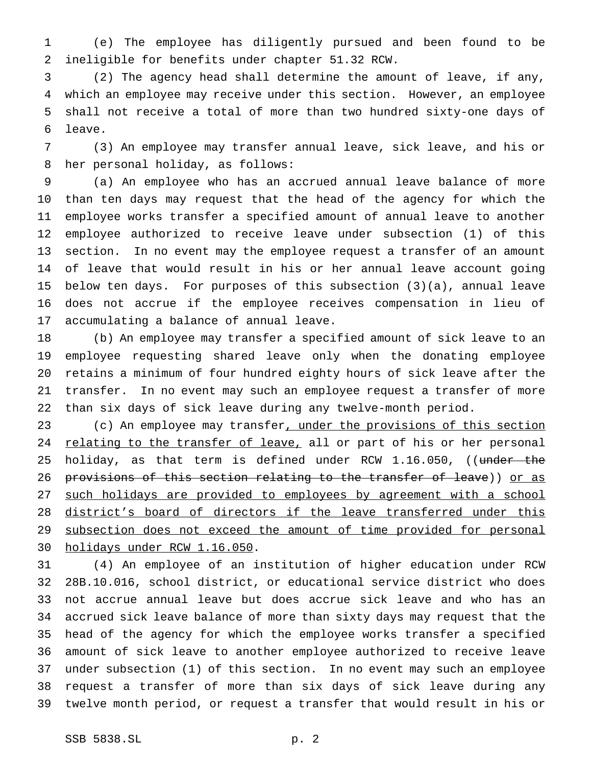(e) The employee has diligently pursued and been found to be ineligible for benefits under chapter 51.32 RCW.

(2) The agency head shall determine the amount of leave, if any, which an employee may receive under this section. However, an employee shall not receive a total of more than two hundred sixty-one days of leave.

(3) An employee may transfer annual leave, sick leave, and his or her personal holiday, as follows:

(a) An employee who has an accrued annual leave balance of more than ten days may request that the head of the agency for which the employee works transfer a specified amount of annual leave to another employee authorized to receive leave under subsection (1) of this section. In no event may the employee request a transfer of an amount of leave that would result in his or her annual leave account going below ten days. For purposes of this subsection (3)(a), annual leave does not accrue if the employee receives compensation in lieu of accumulating a balance of annual leave.

(b) An employee may transfer a specified amount of sick leave to an employee requesting shared leave only when the donating employee retains a minimum of four hundred eighty hours of sick leave after the transfer. In no event may such an employee request a transfer of more than six days of sick leave during any twelve-month period.

(c) An employee may transfer<u>, under the provisions of this section relating to the transfer of leave,</u> all or part of his or her personal holiday, as that term is defined under RCW 1.16.050, ((~~under the provisions of this section relating to the transfer of leave~~)) <u>or as such holidays are provided to employees by agreement with a school district's board of directors if the leave transferred under this subsection does not exceed the amount of time provided for personal holidays under RCW 1.16.050</u>.

(4) An employee of an institution of higher education under RCW 28B.10.016, school district, or educational service district who does not accrue annual leave but does accrue sick leave and who has an accrued sick leave balance of more than sixty days may request that the head of the agency for which the employee works transfer a specified amount of sick leave to another employee authorized to receive leave under subsection (1) of this section. In no event may such an employee request a transfer of more than six days of sick leave during any twelve month period, or request a transfer that would result in his or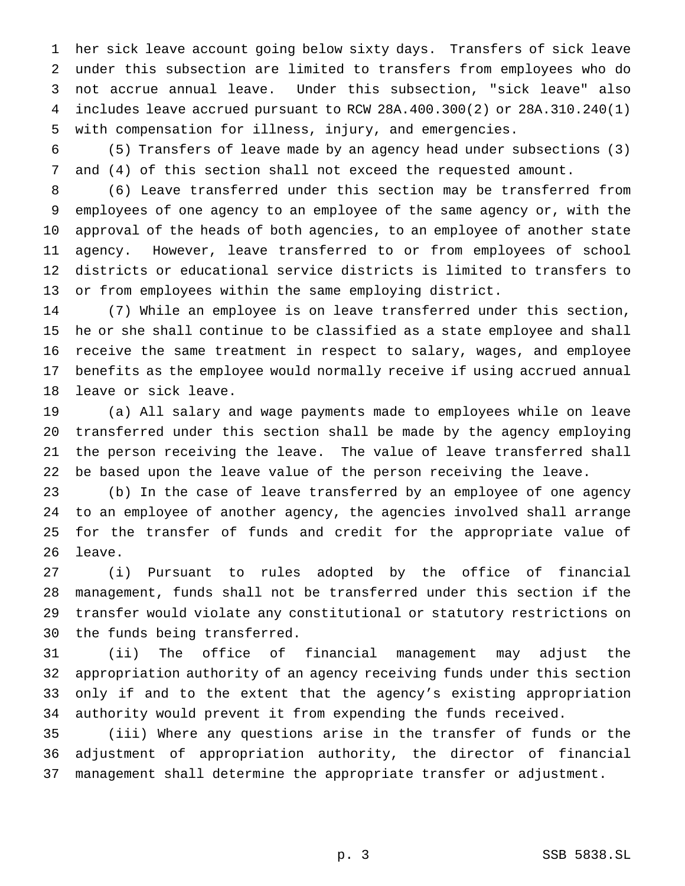her sick leave account going below sixty days. Transfers of sick leave under this subsection are limited to transfers from employees who do not accrue annual leave. Under this subsection, "sick leave" also includes leave accrued pursuant to RCW 28A.400.300(2) or 28A.310.240(1) with compensation for illness, injury, and emergencies.

(5) Transfers of leave made by an agency head under subsections (3) and (4) of this section shall not exceed the requested amount.

(6) Leave transferred under this section may be transferred from employees of one agency to an employee of the same agency or, with the approval of the heads of both agencies, to an employee of another state agency. However, leave transferred to or from employees of school districts or educational service districts is limited to transfers to or from employees within the same employing district.

(7) While an employee is on leave transferred under this section, he or she shall continue to be classified as a state employee and shall receive the same treatment in respect to salary, wages, and employee benefits as the employee would normally receive if using accrued annual leave or sick leave.

(a) All salary and wage payments made to employees while on leave transferred under this section shall be made by the agency employing the person receiving the leave. The value of leave transferred shall be based upon the leave value of the person receiving the leave.

(b) In the case of leave transferred by an employee of one agency to an employee of another agency, the agencies involved shall arrange for the transfer of funds and credit for the appropriate value of leave.

(i) Pursuant to rules adopted by the office of financial management, funds shall not be transferred under this section if the transfer would violate any constitutional or statutory restrictions on the funds being transferred.

(ii) The office of financial management may adjust the appropriation authority of an agency receiving funds under this section only if and to the extent that the agency's existing appropriation authority would prevent it from expending the funds received.

(iii) Where any questions arise in the transfer of funds or the adjustment of appropriation authority, the director of financial management shall determine the appropriate transfer or adjustment.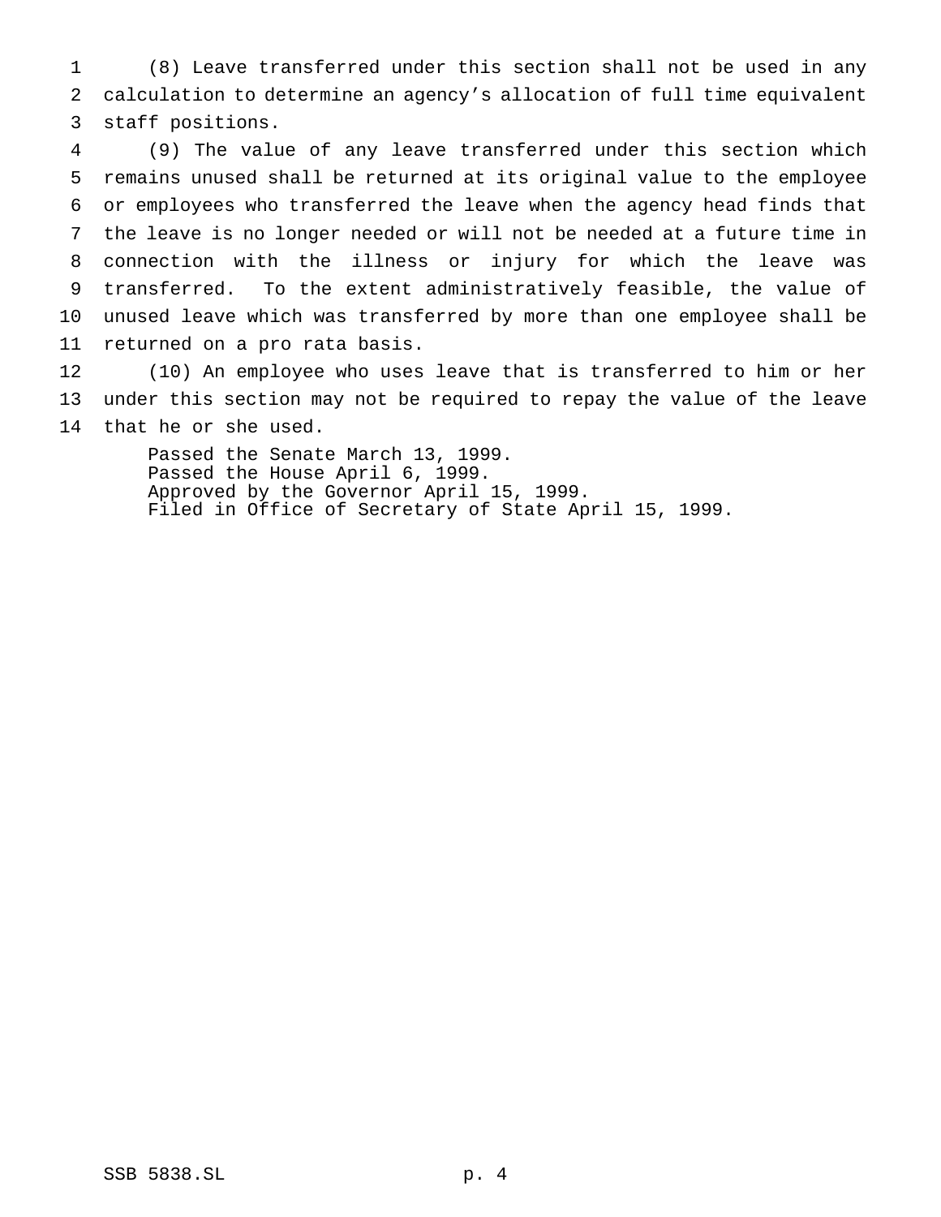(8) Leave transferred under this section shall not be used in any calculation to determine an agency's allocation of full time equivalent staff positions.

(9) The value of any leave transferred under this section which remains unused shall be returned at its original value to the employee or employees who transferred the leave when the agency head finds that the leave is no longer needed or will not be needed at a future time in connection with the illness or injury for which the leave was transferred. To the extent administratively feasible, the value of unused leave which was transferred by more than one employee shall be returned on a pro rata basis.

(10) An employee who uses leave that is transferred to him or her under this section may not be required to repay the value of the leave that he or she used.

Passed the Senate March 13, 1999.
Passed the House April 6, 1999.
Approved by the Governor April 15, 1999.
Filed in Office of Secretary of State April 15, 1999.